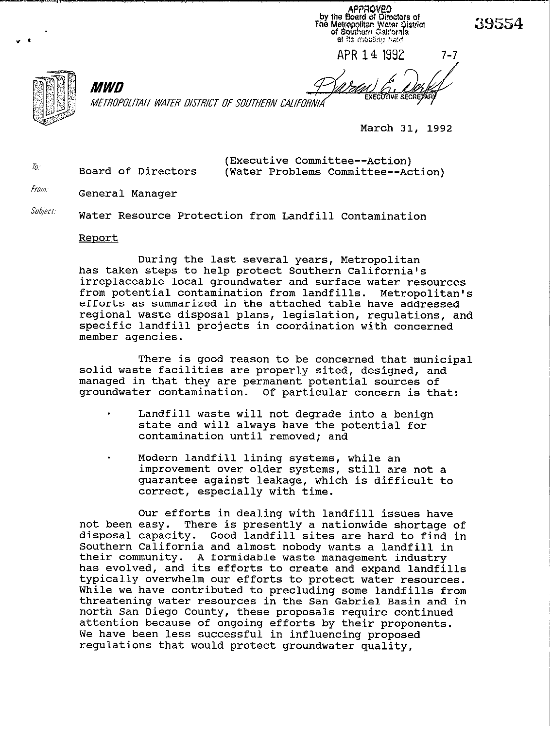APPROVED
by the Board of Directors of
The Metropolitan Water District
of Southern California
at its meeting held

APR 14 1992 7-7

EXECUTIVE SECRETARY

39554

**MWD**

*METROPOLITAN WATER DISTRICT OF SOUTHERN CALIFORNIA*

March 31, 1992

To: Board of Directors (Executive Committee--Action)
(Water Problems Committee--Action)

From: General Manager

Subject: Water Resource Protection from Landfill Contamination

Report

During the last several years, Metropolitan has taken steps to help protect Southern California's irreplaceable local groundwater and surface water resources from potential contamination from landfills. Metropolitan's efforts as summarized in the attached table have addressed regional waste disposal plans, legislation, regulations, and specific landfill projects in coordination with concerned member agencies.

There is good reason to be concerned that municipal solid waste facilities are properly sited, designed, and managed in that they are permanent potential sources of groundwater contamination. Of particular concern is that:

- Landfill waste will not degrade into a benign state and will always have the potential for contamination until removed; and
- Modern landfill lining systems, while an improvement over older systems, still are not a guarantee against leakage, which is difficult to correct, especially with time.

Our efforts in dealing with landfill issues have not been easy. There is presently a nationwide shortage of disposal capacity. Good landfill sites are hard to find in Southern California and almost nobody wants a landfill in their community. A formidable waste management industry has evolved, and its efforts to create and expand landfills typically overwhelm our efforts to protect water resources. While we have contributed to precluding some landfills from threatening water resources in the San Gabriel Basin and in north San Diego County, these proposals require continued attention because of ongoing efforts by their proponents. We have been less successful in influencing proposed regulations that would protect groundwater quality,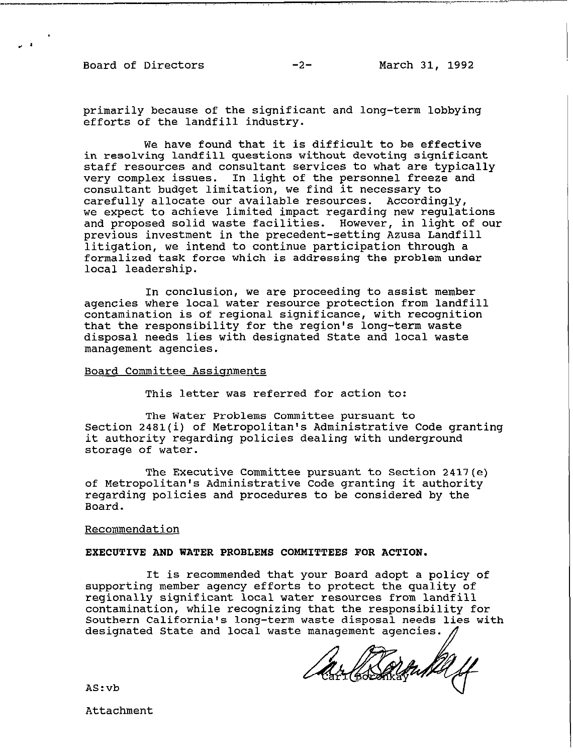primarily because of the significant and long-term lobbying efforts of the landfill industry.

We have found that it is difficult to be effective in resolving landfill questions without devoting significant staff resources and consultant services to what are typically very complex issues. In light of the personnel freeze and consultant budget limitation, we find it necessary to carefully allocate our available resources. Accordingly, we expect to achieve limited impact regarding new regulations and proposed solid waste facilities. However, in light of our previous investment in the precedent-setting Azusa Landfill litigation, we intend to continue participation through a formalized task force which is addressing the problem under local leadership.

In conclusion, we are proceeding to assist member agencies where local water resource protection from landfill contamination is of regional significance, with recognition that the responsibility for the region's long-term waste disposal needs lies with designated State and local waste management agencies.

Board Committee Assignments

This letter was referred for action to:

The Water Problems Committee pursuant to Section 2481(i) of Metropolitan's Administrative Code granting it authority regarding policies dealing with underground storage of water.

The Executive Committee pursuant to Section 2417(e) of Metropolitan's Administrative Code granting it authority regarding policies and procedures to be considered by the Board.

Recommendation

**EXECUTIVE AND WATER PROBLEMS COMMITTEES FOR ACTION.**

It is recommended that your Board adopt a policy of supporting member agency efforts to protect the quality of regionally significant local water resources from landfill contamination, while recognizing that the responsibility for Southern California's long-term waste disposal needs lies with designated State and local waste management agencies.

Carl Boronkay

AS:vb

Attachment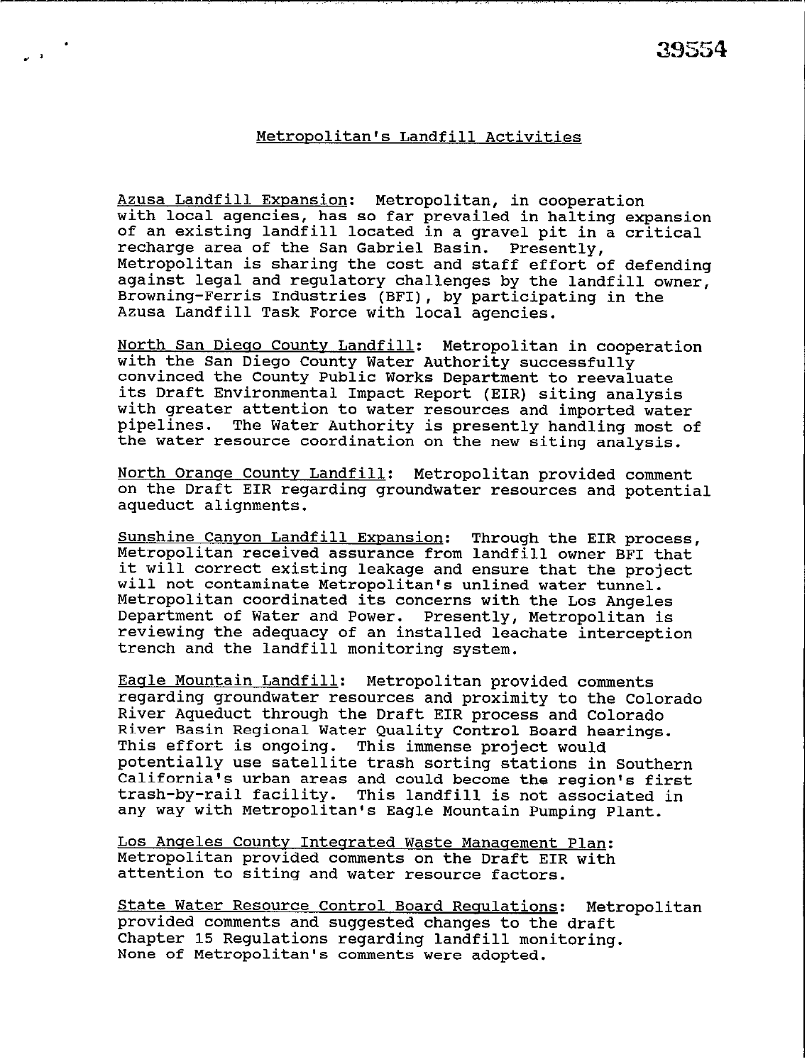# Metropolitan's Landfill Activities

Azusa Landfill Expansion: Metropolitan, in cooperation with local agencies, has so far prevailed in halting expansion of an existing landfill located in a gravel pit in a critical recharge area of the San Gabriel Basin. Presently, Metropolitan is sharing the cost and staff effort of defending against legal and regulatory challenges by the landfill owner, Browning-Ferris Industries (BFI), by participating in the Azusa Landfill Task Force with local agencies.

North San Diego County Landfill: Metropolitan in cooperation with the San Diego County Water Authority successfully convinced the County Public Works Department to reevaluate its Draft Environmental Impact Report (EIR) siting analysis with greater attention to water resources and imported water pipelines. The Water Authority is presently handling most of the water resource coordination on the new siting analysis.

North Orange County Landfill: Metropolitan provided comment on the Draft EIR regarding groundwater resources and potential aqueduct alignments.

Sunshine Canyon Landfill Expansion: Through the EIR process, Metropolitan received assurance from landfill owner BFI that it will correct existing leakage and ensure that the project will not contaminate Metropolitan's unlined water tunnel. Metropolitan coordinated its concerns with the Los Angeles Department of Water and Power. Presently, Metropolitan is reviewing the adequacy of an installed leachate interception trench and the landfill monitoring system.

Eagle Mountain Landfill: Metropolitan provided comments regarding groundwater resources and proximity to the Colorado River Aqueduct through the Draft EIR process and Colorado River Basin Regional Water Quality Control Board hearings. This effort is ongoing. This immense project would potentially use satellite trash sorting stations in Southern California's urban areas and could become the region's first trash-by-rail facility. This landfill is not associated in any way with Metropolitan's Eagle Mountain Pumping Plant.

Los Angeles County Integrated Waste Management Plan: Metropolitan provided comments on the Draft EIR with attention to siting and water resource factors.

State Water Resource Control Board Regulations: Metropolitan provided comments and suggested changes to the draft Chapter 15 Regulations regarding landfill monitoring. None of Metropolitan's comments were adopted.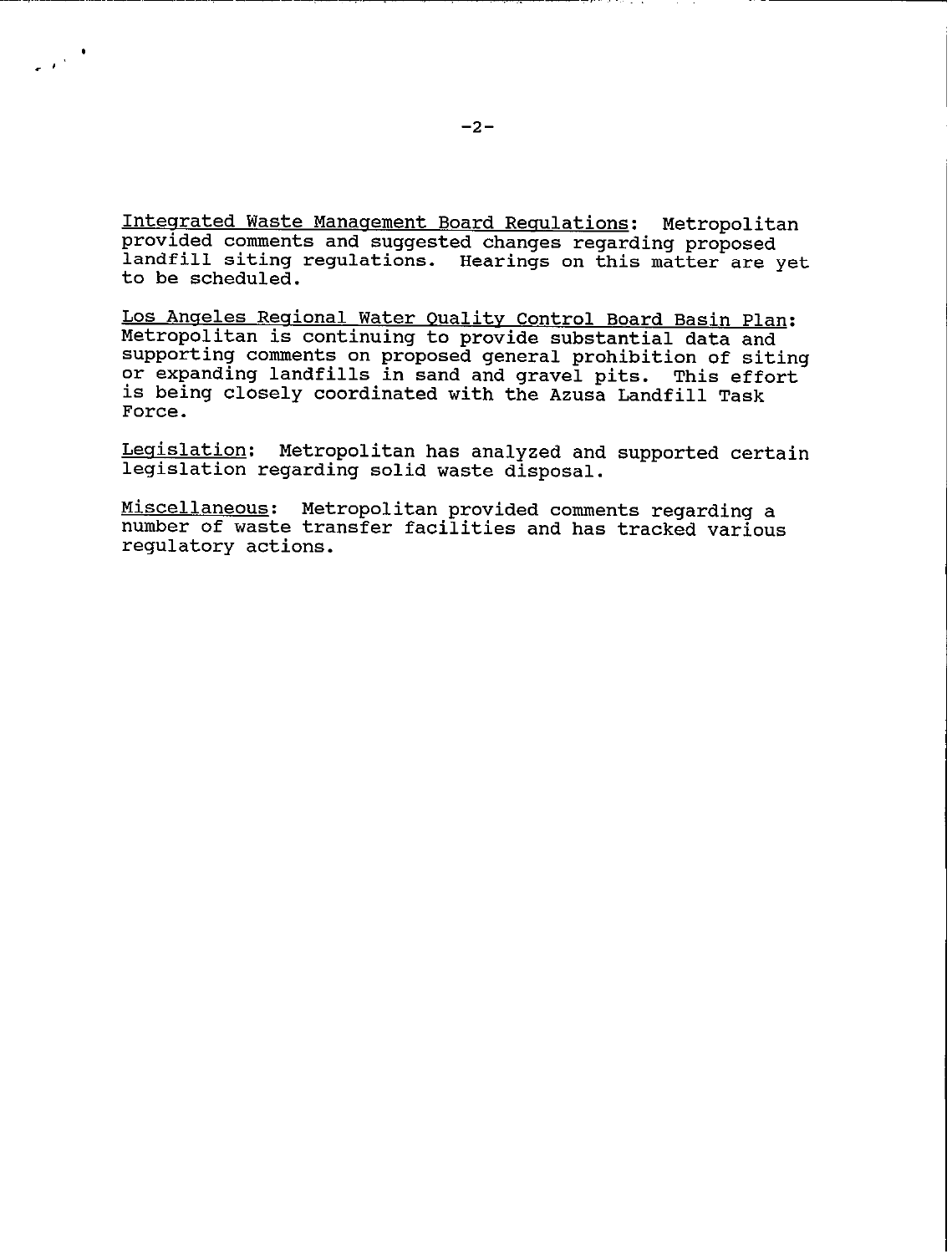Integrated Waste Management Board Regulations: Metropolitan provided comments and suggested changes regarding proposed landfill siting regulations. Hearings on this matter are yet to be scheduled.

Los Angeles Regional Water Quality Control Board Basin Plan: Metropolitan is continuing to provide substantial data and supporting comments on proposed general prohibition of siting or expanding landfills in sand and gravel pits. This effort is being closely coordinated with the Azusa Landfill Task Force.

Legislation: Metropolitan has analyzed and supported certain legislation regarding solid waste disposal.

Miscellaneous: Metropolitan provided comments regarding a number of waste transfer facilities and has tracked various regulatory actions.